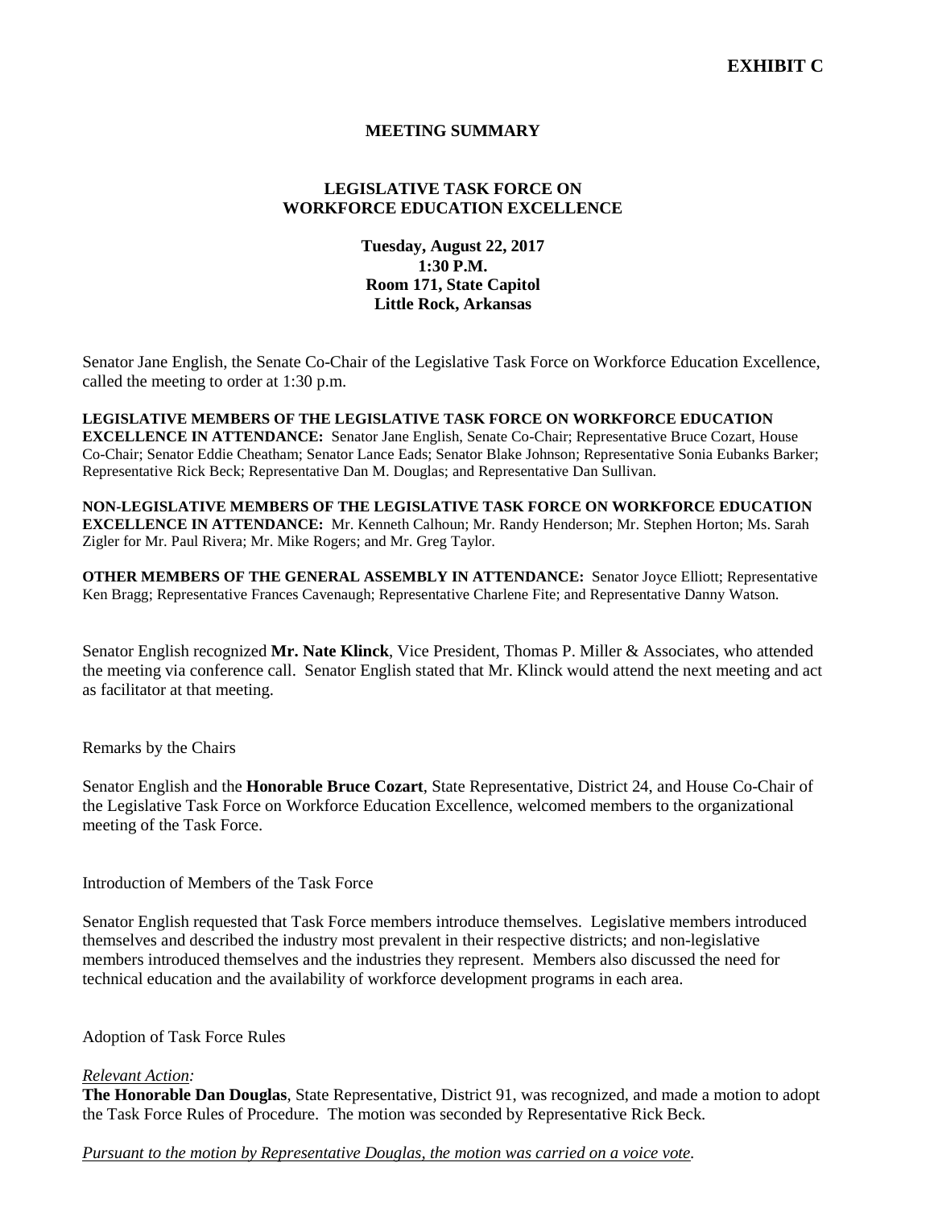**EXHIBIT C**

# MEETING SUMMARY

## LEGISLATIVE TASK FORCE ON WORKFORCE EDUCATION EXCELLENCE

**Tuesday, August 22, 2017**
**1:30 P.M.**
**Room 171, State Capitol**
**Little Rock, Arkansas**

Senator Jane English, the Senate Co-Chair of the Legislative Task Force on Workforce Education Excellence, called the meeting to order at 1:30 p.m.

**LEGISLATIVE MEMBERS OF THE LEGISLATIVE TASK FORCE ON WORKFORCE EDUCATION EXCELLENCE IN ATTENDANCE:** Senator Jane English, Senate Co-Chair; Representative Bruce Cozart, House Co-Chair; Senator Eddie Cheatham; Senator Lance Eads; Senator Blake Johnson; Representative Sonia Eubanks Barker; Representative Rick Beck; Representative Dan M. Douglas; and Representative Dan Sullivan.

**NON-LEGISLATIVE MEMBERS OF THE LEGISLATIVE TASK FORCE ON WORKFORCE EDUCATION EXCELLENCE IN ATTENDANCE:** Mr. Kenneth Calhoun; Mr. Randy Henderson; Mr. Stephen Horton; Ms. Sarah Zigler for Mr. Paul Rivera; Mr. Mike Rogers; and Mr. Greg Taylor.

**OTHER MEMBERS OF THE GENERAL ASSEMBLY IN ATTENDANCE:** Senator Joyce Elliott; Representative Ken Bragg; Representative Frances Cavenaugh; Representative Charlene Fite; and Representative Danny Watson.

Senator English recognized **Mr. Nate Klinck**, Vice President, Thomas P. Miller & Associates, who attended the meeting via conference call. Senator English stated that Mr. Klinck would attend the next meeting and act as facilitator at that meeting.

Remarks by the Chairs

Senator English and the **Honorable Bruce Cozart**, State Representative, District 24, and House Co-Chair of the Legislative Task Force on Workforce Education Excellence, welcomed members to the organizational meeting of the Task Force.

Introduction of Members of the Task Force

Senator English requested that Task Force members introduce themselves. Legislative members introduced themselves and described the industry most prevalent in their respective districts; and non-legislative members introduced themselves and the industries they represent. Members also discussed the need for technical education and the availability of workforce development programs in each area.

Adoption of Task Force Rules

*Relevant Action:*
**The Honorable Dan Douglas**, State Representative, District 91, was recognized, and made a motion to adopt the Task Force Rules of Procedure. The motion was seconded by Representative Rick Beck.

*Pursuant to the motion by Representative Douglas, the motion was carried on a voice vote.*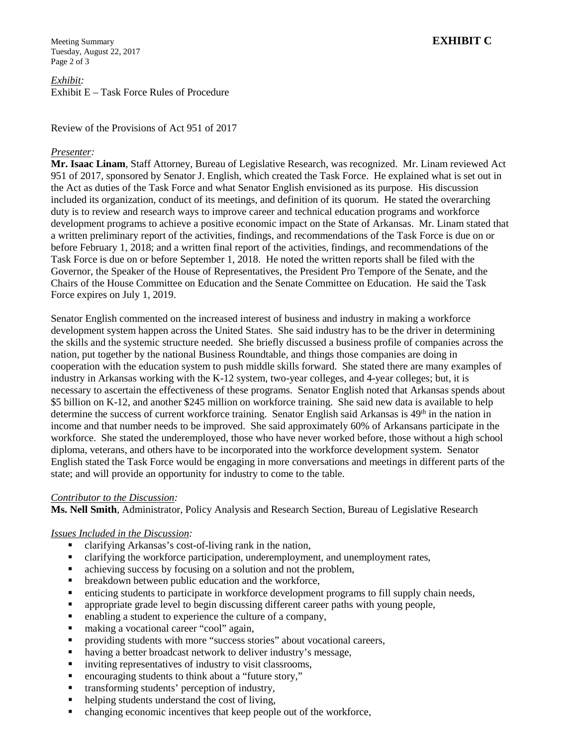**EXHIBIT C**

*Exhibit:*
Exhibit E – Task Force Rules of Procedure

Review of the Provisions of Act 951 of 2017

*Presenter:*
**Mr. Isaac Linam**, Staff Attorney, Bureau of Legislative Research, was recognized. Mr. Linam reviewed Act 951 of 2017, sponsored by Senator J. English, which created the Task Force. He explained what is set out in the Act as duties of the Task Force and what Senator English envisioned as its purpose. His discussion included its organization, conduct of its meetings, and definition of its quorum. He stated the overarching duty is to review and research ways to improve career and technical education programs and workforce development programs to achieve a positive economic impact on the State of Arkansas. Mr. Linam stated that a written preliminary report of the activities, findings, and recommendations of the Task Force is due on or before February 1, 2018; and a written final report of the activities, findings, and recommendations of the Task Force is due on or before September 1, 2018. He noted the written reports shall be filed with the Governor, the Speaker of the House of Representatives, the President Pro Tempore of the Senate, and the Chairs of the House Committee on Education and the Senate Committee on Education. He said the Task Force expires on July 1, 2019.

Senator English commented on the increased interest of business and industry in making a workforce development system happen across the United States. She said industry has to be the driver in determining the skills and the systemic structure needed. She briefly discussed a business profile of companies across the nation, put together by the national Business Roundtable, and things those companies are doing in cooperation with the education system to push middle skills forward. She stated there are many examples of industry in Arkansas working with the K-12 system, two-year colleges, and 4-year colleges; but, it is necessary to ascertain the effectiveness of these programs. Senator English noted that Arkansas spends about \$5 billion on K-12, and another \$245 million on workforce training. She said new data is available to help determine the success of current workforce training. Senator English said Arkansas is 49th in the nation in income and that number needs to be improved. She said approximately 60% of Arkansans participate in the workforce. She stated the underemployed, those who have never worked before, those without a high school diploma, veterans, and others have to be incorporated into the workforce development system. Senator English stated the Task Force would be engaging in more conversations and meetings in different parts of the state; and will provide an opportunity for industry to come to the table.

*Contributor to the Discussion:*
**Ms. Nell Smith**, Administrator, Policy Analysis and Research Section, Bureau of Legislative Research

*Issues Included in the Discussion:*

- clarifying Arkansas's cost-of-living rank in the nation,
- clarifying the workforce participation, underemployment, and unemployment rates,
- achieving success by focusing on a solution and not the problem,
- breakdown between public education and the workforce,
- enticing students to participate in workforce development programs to fill supply chain needs,
- appropriate grade level to begin discussing different career paths with young people,
- enabling a student to experience the culture of a company,
- making a vocational career "cool" again,
- providing students with more "success stories" about vocational careers,
- having a better broadcast network to deliver industry's message,
- inviting representatives of industry to visit classrooms,
- encouraging students to think about a "future story,"
- transforming students' perception of industry,
- helping students understand the cost of living,
- changing economic incentives that keep people out of the workforce,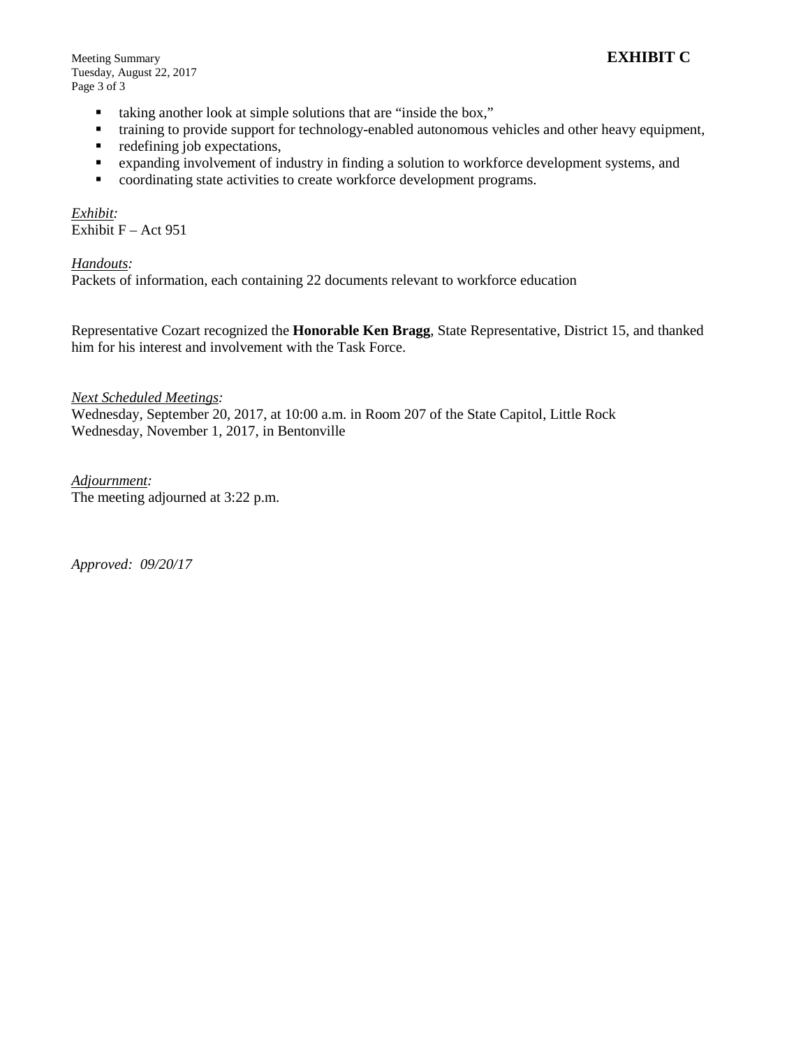**EXHIBIT C**

- taking another look at simple solutions that are "inside the box,"
- training to provide support for technology-enabled autonomous vehicles and other heavy equipment,
- redefining job expectations,
- expanding involvement of industry in finding a solution to workforce development systems, and
- coordinating state activities to create workforce development programs.

*Exhibit:*
Exhibit F – Act 951

*Handouts:*
Packets of information, each containing 22 documents relevant to workforce education

Representative Cozart recognized the **Honorable Ken Bragg**, State Representative, District 15, and thanked him for his interest and involvement with the Task Force.

*Next Scheduled Meetings:*
Wednesday, September 20, 2017, at 10:00 a.m. in Room 207 of the State Capitol, Little Rock
Wednesday, November 1, 2017, in Bentonville

*Adjournment:*
The meeting adjourned at 3:22 p.m.

*Approved: 09/20/17*